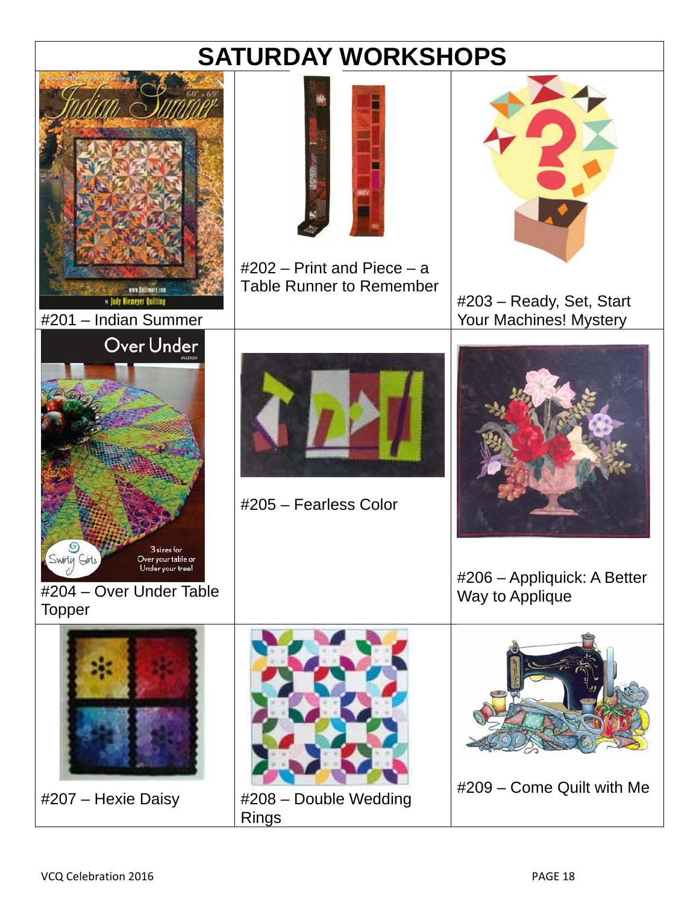# SATURDAY WORKSHOPS

| | | |
|---|---|---|
| #201 – Indian Summer | #202 – Print and Piece – a Table Runner to Remember | #203 – Ready, Set, Start Your Machines! Mystery |
| #204 – Over Under Table Topper | #205 – Fearless Color | #206 – Appliquick: A Better Way to Applique |
| #207 – Hexie Daisy | #208 – Double Wedding Rings | #209 – Come Quilt with Me |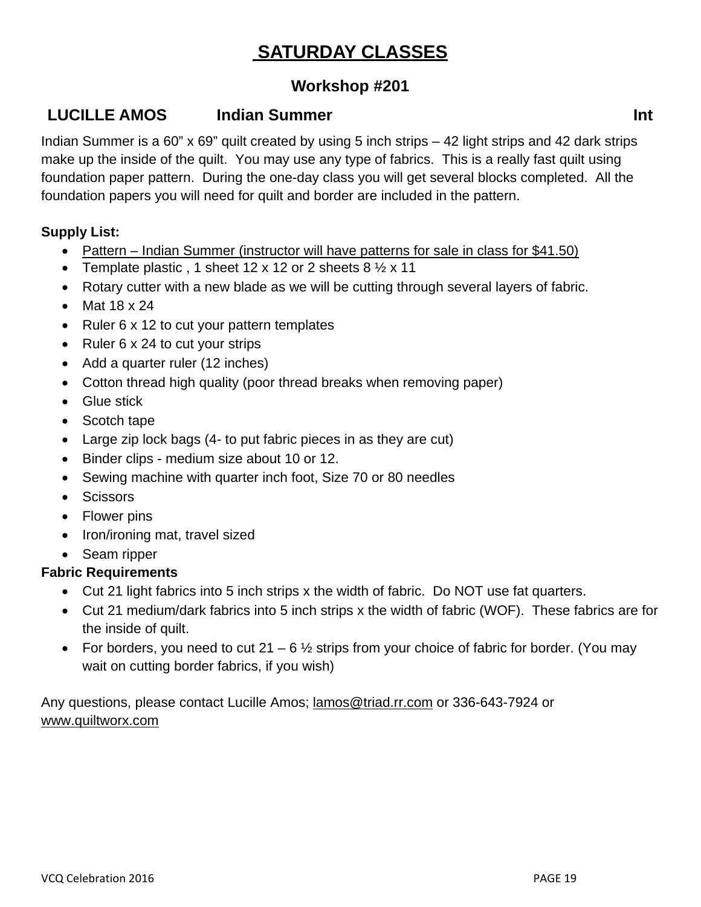# SATURDAY CLASSES

## Workshop #201

### LUCILLE AMOS Indian Summer Int

Indian Summer is a 60" x 69" quilt created by using 5 inch strips – 42 light strips and 42 dark strips make up the inside of the quilt. You may use any type of fabrics. This is a really fast quilt using foundation paper pattern. During the one-day class you will get several blocks completed. All the foundation papers you will need for quilt and border are included in the pattern.

**Supply List:**

- Pattern – Indian Summer (instructor will have patterns for sale in class for $41.50)
- Template plastic , 1 sheet 12 x 12 or 2 sheets 8 ½ x 11
- Rotary cutter with a new blade as we will be cutting through several layers of fabric.
- Mat 18 x 24
- Ruler 6 x 12 to cut your pattern templates
- Ruler 6 x 24 to cut your strips
- Add a quarter ruler (12 inches)
- Cotton thread high quality (poor thread breaks when removing paper)
- Glue stick
- Scotch tape
- Large zip lock bags (4- to put fabric pieces in as they are cut)
- Binder clips - medium size about 10 or 12.
- Sewing machine with quarter inch foot, Size 70 or 80 needles
- Scissors
- Flower pins
- Iron/ironing mat, travel sized
- Seam ripper

**Fabric Requirements**

- Cut 21 light fabrics into 5 inch strips x the width of fabric. Do NOT use fat quarters.
- Cut 21 medium/dark fabrics into 5 inch strips x the width of fabric (WOF). These fabrics are for the inside of quilt.
- For borders, you need to cut 21 – 6 ½ strips from your choice of fabric for border. (You may wait on cutting border fabrics, if you wish)

Any questions, please contact Lucille Amos; lamos@triad.rr.com or 336-643-7924 or www.quiltworx.com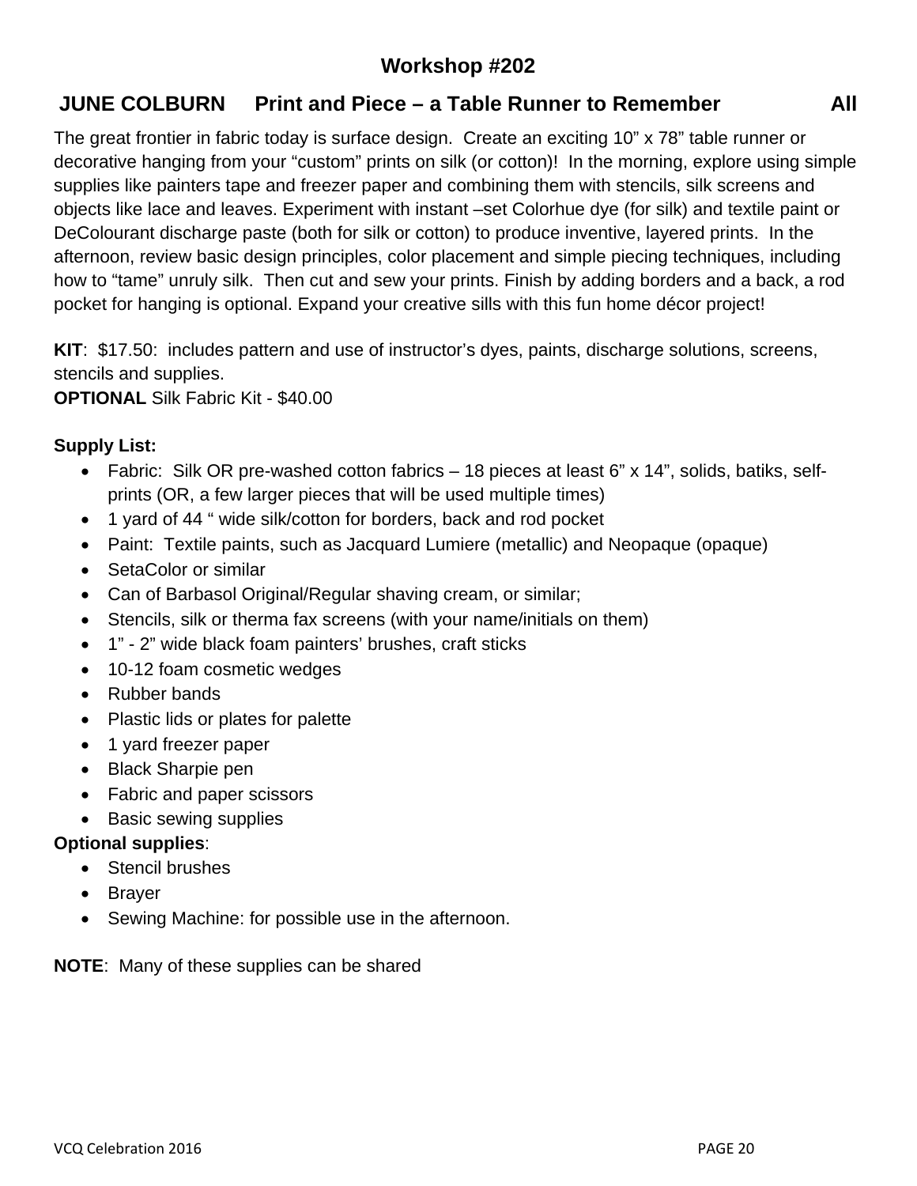## Workshop #202

### JUNE COLBURN Print and Piece – a Table Runner to Remember All

The great frontier in fabric today is surface design. Create an exciting 10" x 78" table runner or decorative hanging from your "custom" prints on silk (or cotton)! In the morning, explore using simple supplies like painters tape and freezer paper and combining them with stencils, silk screens and objects like lace and leaves. Experiment with instant –set Colorhue dye (for silk) and textile paint or DeColourant discharge paste (both for silk or cotton) to produce inventive, layered prints. In the afternoon, review basic design principles, color placement and simple piecing techniques, including how to "tame" unruly silk. Then cut and sew your prints. Finish by adding borders and a back, a rod pocket for hanging is optional. Expand your creative sills with this fun home décor project!

**KIT**: $17.50: includes pattern and use of instructor's dyes, paints, discharge solutions, screens, stencils and supplies.
**OPTIONAL** Silk Fabric Kit - $40.00

**Supply List:**

- Fabric: Silk OR pre-washed cotton fabrics – 18 pieces at least 6" x 14", solids, batiks, self-prints (OR, a few larger pieces that will be used multiple times)
- 1 yard of 44 " wide silk/cotton for borders, back and rod pocket
- Paint: Textile paints, such as Jacquard Lumiere (metallic) and Neopaque (opaque)
- SetaColor or similar
- Can of Barbasol Original/Regular shaving cream, or similar;
- Stencils, silk or therma fax screens (with your name/initials on them)
- 1" - 2" wide black foam painters' brushes, craft sticks
- 10-12 foam cosmetic wedges
- Rubber bands
- Plastic lids or plates for palette
- 1 yard freezer paper
- Black Sharpie pen
- Fabric and paper scissors
- Basic sewing supplies

**Optional supplies**:

- Stencil brushes
- Brayer
- Sewing Machine: for possible use in the afternoon.

**NOTE**: Many of these supplies can be shared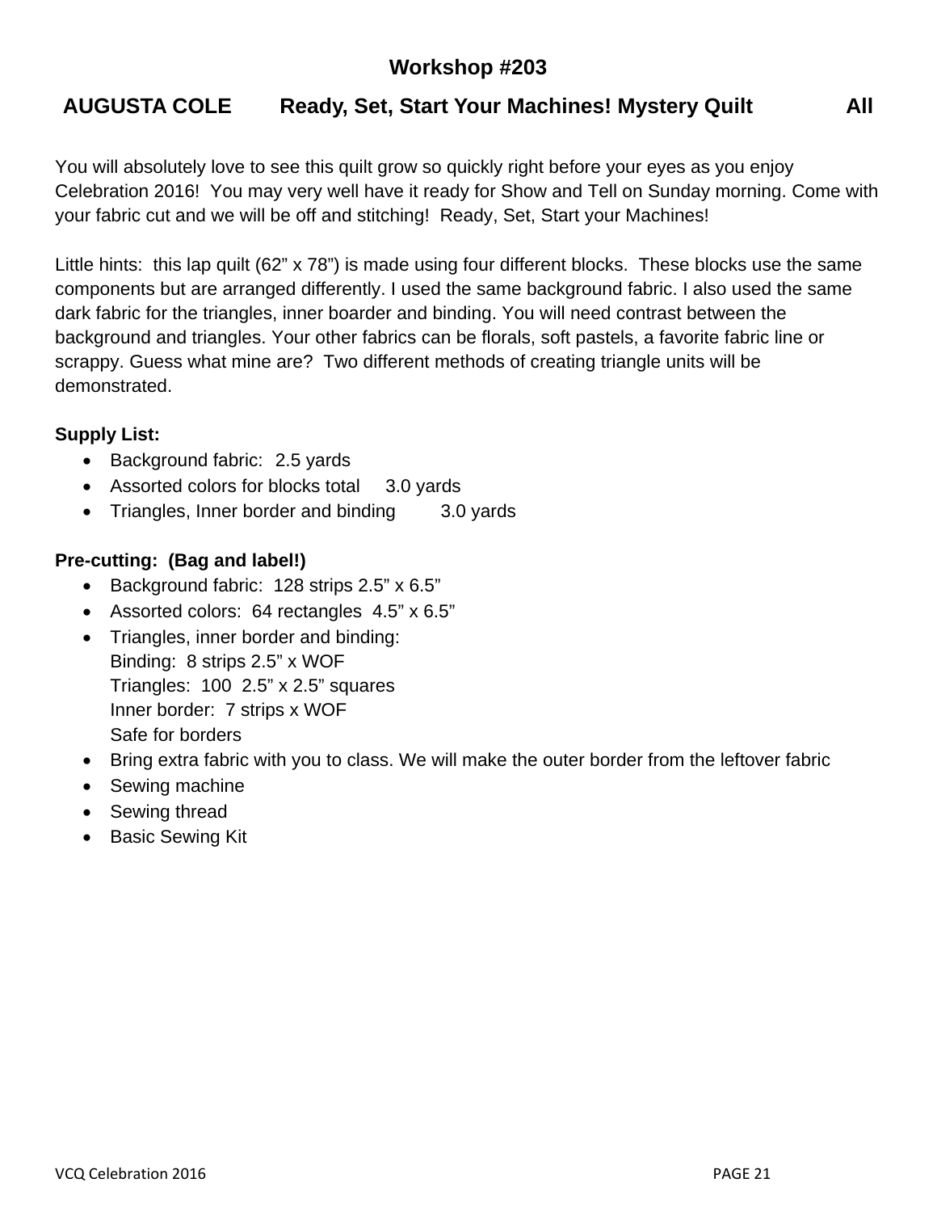## Workshop #203

**AUGUSTA COLE Ready, Set, Start Your Machines! Mystery Quilt All**

You will absolutely love to see this quilt grow so quickly right before your eyes as you enjoy Celebration 2016! You may very well have it ready for Show and Tell on Sunday morning. Come with your fabric cut and we will be off and stitching! Ready, Set, Start your Machines!

Little hints: this lap quilt (62" x 78") is made using four different blocks. These blocks use the same components but are arranged differently. I used the same background fabric. I also used the same dark fabric for the triangles, inner boarder and binding. You will need contrast between the background and triangles. Your other fabrics can be florals, soft pastels, a favorite fabric line or scrappy. Guess what mine are? Two different methods of creating triangle units will be demonstrated.

**Supply List:**

- Background fabric: 2.5 yards
- Assorted colors for blocks total 3.0 yards
- Triangles, Inner border and binding 3.0 yards

**Pre-cutting: (Bag and label!)**

- Background fabric: 128 strips 2.5" x 6.5"
- Assorted colors: 64 rectangles 4.5" x 6.5"
- Triangles, inner border and binding:
  Binding: 8 strips 2.5" x WOF
  Triangles: 100 2.5" x 2.5" squares
  Inner border: 7 strips x WOF
  Safe for borders
- Bring extra fabric with you to class. We will make the outer border from the leftover fabric
- Sewing machine
- Sewing thread
- Basic Sewing Kit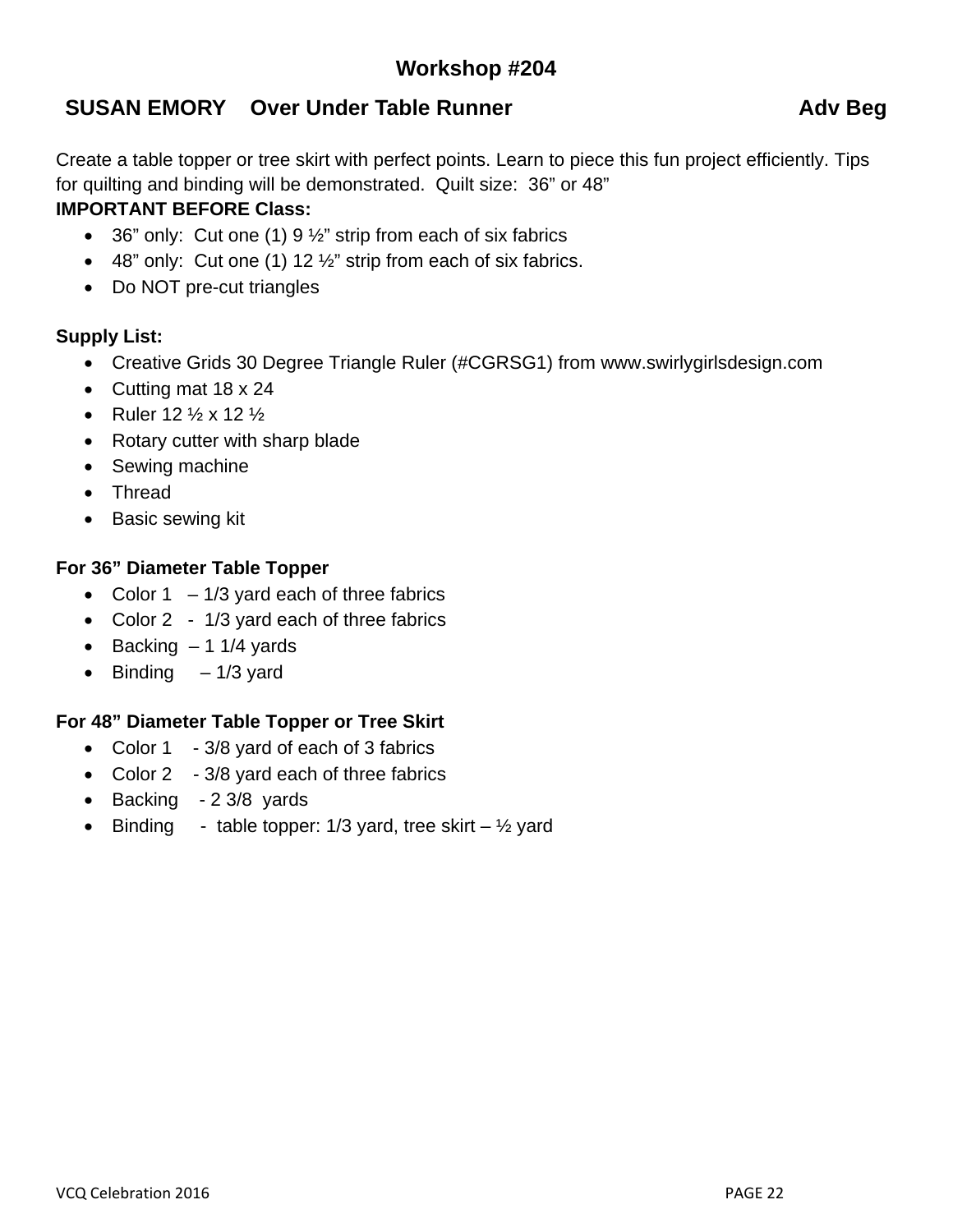## Workshop #204

### SUSAN EMORY Over Under Table Runner Adv Beg

Create a table topper or tree skirt with perfect points. Learn to piece this fun project efficiently. Tips for quilting and binding will be demonstrated. Quilt size: 36” or 48”

**IMPORTANT BEFORE Class:**

- 36” only: Cut one (1) 9 ½” strip from each of six fabrics
- 48” only: Cut one (1) 12 ½” strip from each of six fabrics.
- Do NOT pre-cut triangles

**Supply List:**

- Creative Grids 30 Degree Triangle Ruler (#CGRSG1) from www.swirlygirlsdesign.com
- Cutting mat 18 x 24
- Ruler 12 ½ x 12 ½
- Rotary cutter with sharp blade
- Sewing machine
- Thread
- Basic sewing kit

**For 36” Diameter Table Topper**

- Color 1 – 1/3 yard each of three fabrics
- Color 2 - 1/3 yard each of three fabrics
- Backing – 1 1/4 yards
- Binding – 1/3 yard

**For 48” Diameter Table Topper or Tree Skirt**

- Color 1 - 3/8 yard of each of 3 fabrics
- Color 2 - 3/8 yard each of three fabrics
- Backing - 2 3/8 yards
- Binding - table topper: 1/3 yard, tree skirt – ½ yard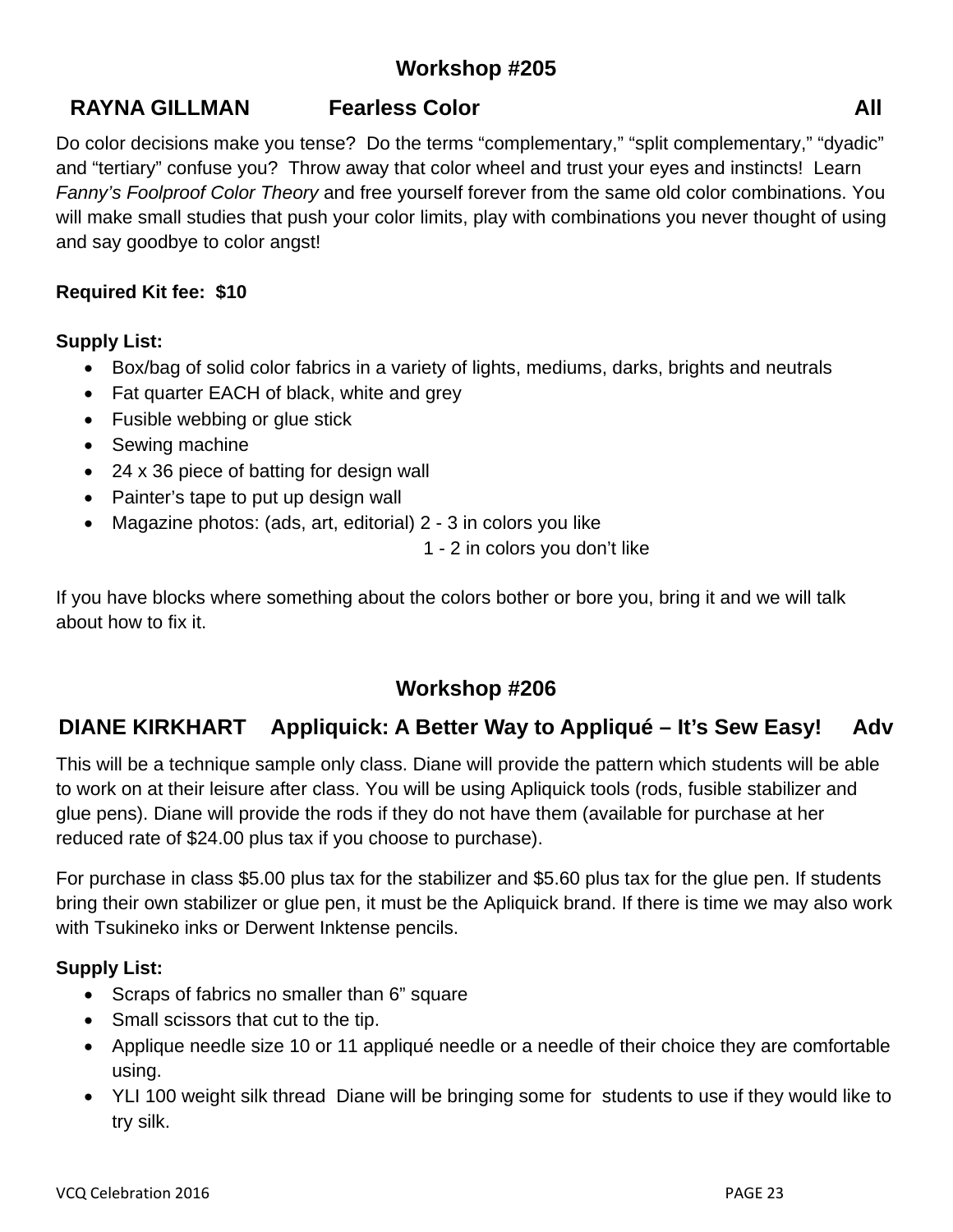## Workshop #205

### RAYNA GILLMAN Fearless Color All

Do color decisions make you tense? Do the terms "complementary," "split complementary," "dyadic" and "tertiary" confuse you? Throw away that color wheel and trust your eyes and instincts! Learn *Fanny's Foolproof Color Theory* and free yourself forever from the same old color combinations. You will make small studies that push your color limits, play with combinations you never thought of using and say goodbye to color angst!

**Required Kit fee: $10**

**Supply List:**

- Box/bag of solid color fabrics in a variety of lights, mediums, darks, brights and neutrals
- Fat quarter EACH of black, white and grey
- Fusible webbing or glue stick
- Sewing machine
- 24 x 36 piece of batting for design wall
- Painter's tape to put up design wall
- Magazine photos: (ads, art, editorial) 2 - 3 in colors you like
  1 - 2 in colors you don't like

If you have blocks where something about the colors bother or bore you, bring it and we will talk about how to fix it.

## Workshop #206

### DIANE KIRKHART Appliquick: A Better Way to Appliqué – It's Sew Easy! Adv

This will be a technique sample only class. Diane will provide the pattern which students will be able to work on at their leisure after class. You will be using Apliquick tools (rods, fusible stabilizer and glue pens). Diane will provide the rods if they do not have them (available for purchase at her reduced rate of $24.00 plus tax if you choose to purchase).

For purchase in class $5.00 plus tax for the stabilizer and $5.60 plus tax for the glue pen. If students bring their own stabilizer or glue pen, it must be the Apliquick brand. If there is time we may also work with Tsukineko inks or Derwent Inktense pencils.

**Supply List:**

- Scraps of fabrics no smaller than 6" square
- Small scissors that cut to the tip.
- Applique needle size 10 or 11 appliqué needle or a needle of their choice they are comfortable using.
- YLI 100 weight silk thread Diane will be bringing some for students to use if they would like to try silk.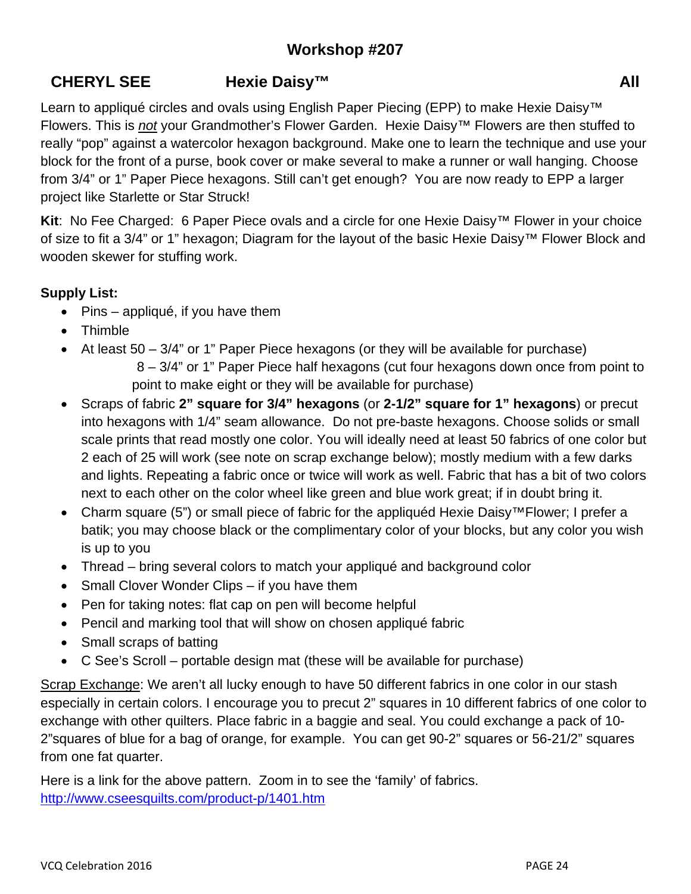## Workshop #207

**CHERYL SEE Hexie Daisy™ All**

Learn to appliqué circles and ovals using English Paper Piecing (EPP) to make Hexie Daisy™ Flowers. This is ***not*** your Grandmother's Flower Garden. Hexie Daisy™ Flowers are then stuffed to really "pop" against a watercolor hexagon background. Make one to learn the technique and use your block for the front of a purse, book cover or make several to make a runner or wall hanging. Choose from 3/4" or 1" Paper Piece hexagons. Still can't get enough? You are now ready to EPP a larger project like Starlette or Star Struck!

**Kit**: No Fee Charged: 6 Paper Piece ovals and a circle for one Hexie Daisy™ Flower in your choice of size to fit a 3/4" or 1" hexagon; Diagram for the layout of the basic Hexie Daisy™ Flower Block and wooden skewer for stuffing work.

**Supply List:**

- Pins – appliqué, if you have them
- Thimble
- At least 50 – 3/4" or 1" Paper Piece hexagons (or they will be available for purchase)
  8 – 3/4" or 1" Paper Piece half hexagons (cut four hexagons down once from point to point to make eight or they will be available for purchase)
- Scraps of fabric **2" square for 3/4" hexagons** (or **2-1/2" square for 1" hexagons**) or precut into hexagons with 1/4" seam allowance. Do not pre-baste hexagons. Choose solids or small scale prints that read mostly one color. You will ideally need at least 50 fabrics of one color but 2 each of 25 will work (see note on scrap exchange below); mostly medium with a few darks and lights. Repeating a fabric once or twice will work as well. Fabric that has a bit of two colors next to each other on the color wheel like green and blue work great; if in doubt bring it.
- Charm square (5") or small piece of fabric for the appliquéd Hexie Daisy™Flower; I prefer a batik; you may choose black or the complimentary color of your blocks, but any color you wish is up to you
- Thread – bring several colors to match your appliqué and background color
- Small Clover Wonder Clips – if you have them
- Pen for taking notes: flat cap on pen will become helpful
- Pencil and marking tool that will show on chosen appliqué fabric
- Small scraps of batting
- C See's Scroll – portable design mat (these will be available for purchase)

<u>Scrap Exchange</u>: We aren't all lucky enough to have 50 different fabrics in one color in our stash especially in certain colors. I encourage you to precut 2" squares in 10 different fabrics of one color to exchange with other quilters. Place fabric in a baggie and seal. You could exchange a pack of 10-2"squares of blue for a bag of orange, for example. You can get 90-2" squares or 56-21/2" squares from one fat quarter.

Here is a link for the above pattern. Zoom in to see the 'family' of fabrics.
[http://www.cseesquilts.com/product-p/1401.htm](http://www.cseesquilts.com/product-p/1401.htm)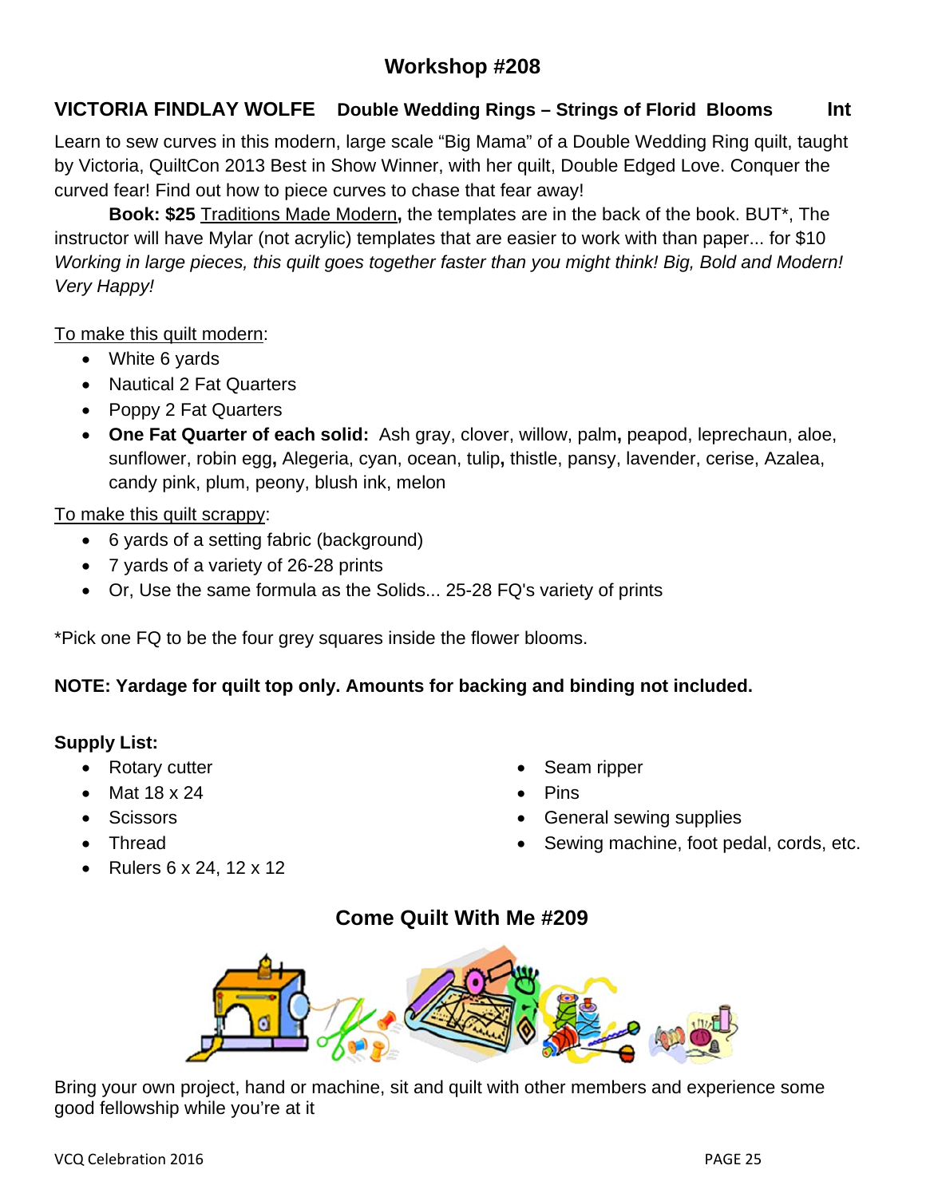## Workshop #208

**VICTORIA FINDLAY WOLFE Double Wedding Rings – Strings of Florid Blooms Int**

Learn to sew curves in this modern, large scale "Big Mama" of a Double Wedding Ring quilt, taught by Victoria, QuiltCon 2013 Best in Show Winner, with her quilt, Double Edged Love. Conquer the curved fear! Find out how to piece curves to chase that fear away!

**Book: $25** Traditions Made Modern**,** the templates are in the back of the book. BUT*, The instructor will have Mylar (not acrylic) templates that are easier to work with than paper... for $10 *Working in large pieces, this quilt goes together faster than you might think! Big, Bold and Modern! Very Happy!*

To make this quilt modern:

- White 6 yards
- Nautical 2 Fat Quarters
- Poppy 2 Fat Quarters
- **One Fat Quarter of each solid:** Ash gray, clover, willow, palm**,** peapod, leprechaun, aloe, sunflower, robin egg**,** Alegeria, cyan, ocean, tulip**,** thistle, pansy, lavender, cerise, Azalea, candy pink, plum, peony, blush ink, melon

To make this quilt scrappy:

- 6 yards of a setting fabric (background)
- 7 yards of a variety of 26-28 prints
- Or, Use the same formula as the Solids... 25-28 FQ's variety of prints

*Pick one FQ to be the four grey squares inside the flower blooms.

**NOTE: Yardage for quilt top only. Amounts for backing and binding not included.**

**Supply List:**

- Rotary cutter
- Mat 18 x 24
- Scissors
- Thread
- Rulers 6 x 24, 12 x 12
- Seam ripper
- Pins
- General sewing supplies
- Sewing machine, foot pedal, cords, etc.

## Come Quilt With Me #209

Bring your own project, hand or machine, sit and quilt with other members and experience some good fellowship while you're at it